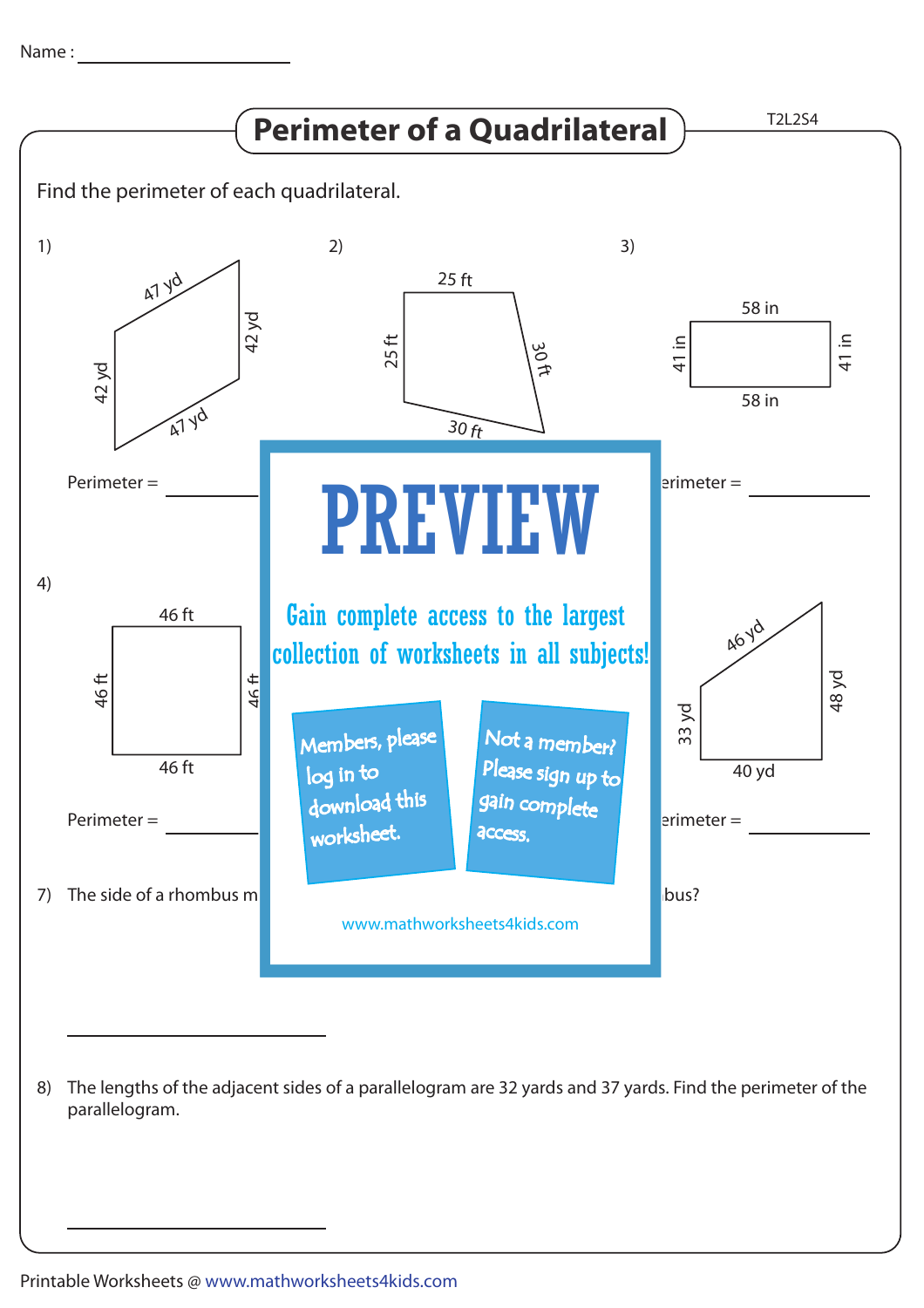Name : ____________________

# Perimeter of a Quadrilateral

T2L2S4

Find the perimeter of each quadrilateral.

1)

47 yd, 42 yd, 42 yd, 47 yd

Perimeter = ____________

2)

25 ft, 25 ft, 30 ft, 30 ft

3)

58 in, 41 in, 41 in, 58 in

erimeter = ____________

4)

46 ft, 46 ft, 46 ft, 46 ft

Perimeter = ____________

46 yd, 33 yd, 48 yd, 40 yd

erimeter = ____________

# PREVIEW

Gain complete access to the largest collection of worksheets in all subjects!

Members, please log in to download this worksheet.

Not a member? Please sign up to gain complete access.

www.mathworksheets4kids.com

7) The side of a rhombus m ... bus?

____________________

8) The lengths of the adjacent sides of a parallelogram are 32 yards and 37 yards. Find the perimeter of the parallelogram.

____________________

Printable Worksheets @ www.mathworksheets4kids.com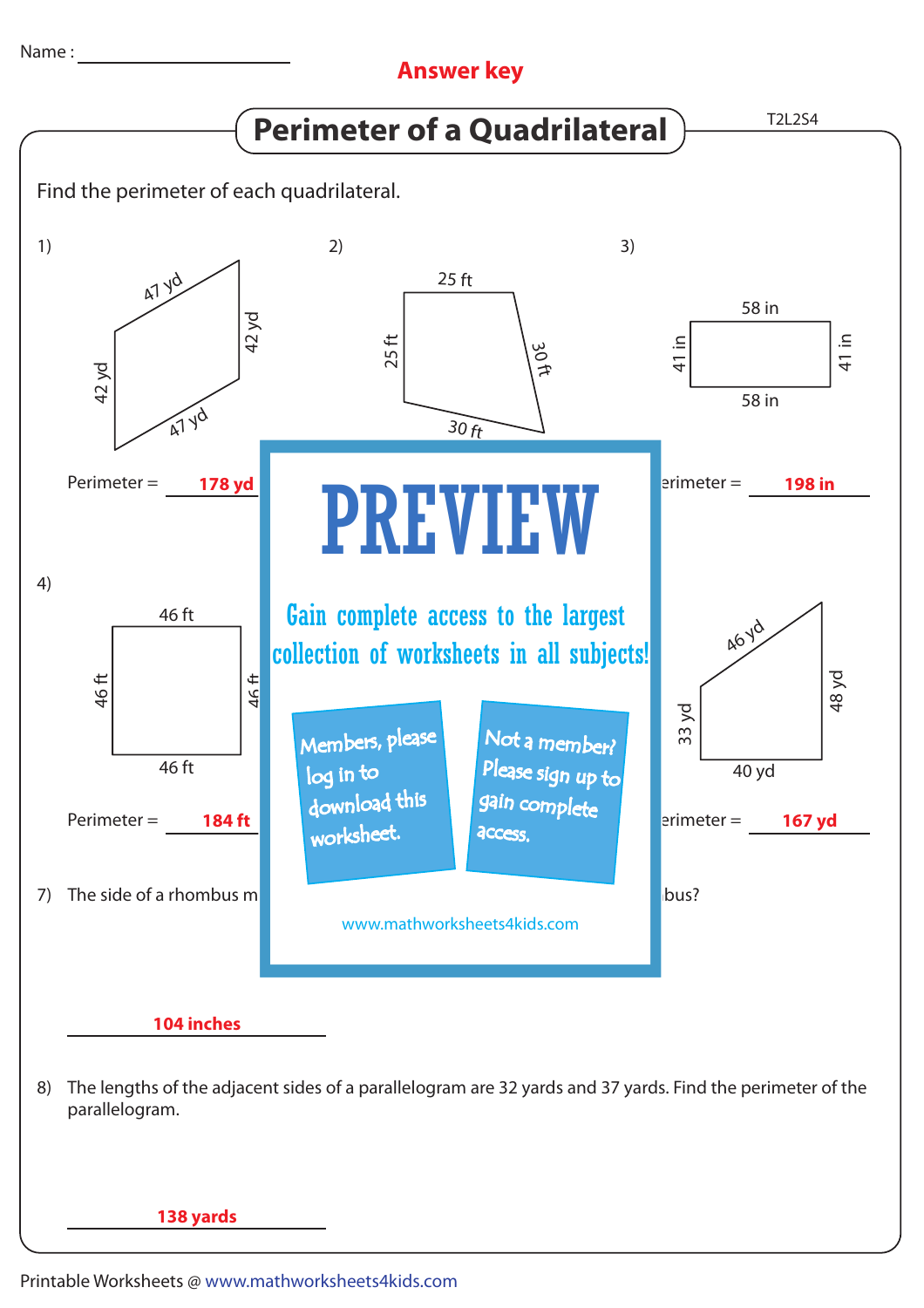Name : \_\_\_\_\_\_\_\_\_\_\_\_\_\_\_\_\_\_\_\_

**Answer key**

# Perimeter of a Quadrilateral

T2L2S4

Find the perimeter of each quadrilateral.

1)

47 yd
42 yd
42 yd
47 yd

Perimeter = **178 yd**

2)

25 ft
25 ft
30 ft
30 ft

3)

58 in
41 in
41 in
58 in

Perimeter = **198 in**

4)

46 ft
46 ft
46 ft
46 ft

Perimeter = **184 ft**

46 yd
33 yd
48 yd
40 yd

Perimeter = **167 yd**

7) The side of a rhombus m ... bus?

**104 inches**

8) The lengths of the adjacent sides of a parallelogram are 32 yards and 37 yards. Find the perimeter of the parallelogram.

**138 yards**

PREVIEW

Gain complete access to the largest collection of worksheets in all subjects!

Members, please log in to download this worksheet.

Not a member? Please sign up to gain complete access.

www.mathworksheets4kids.com